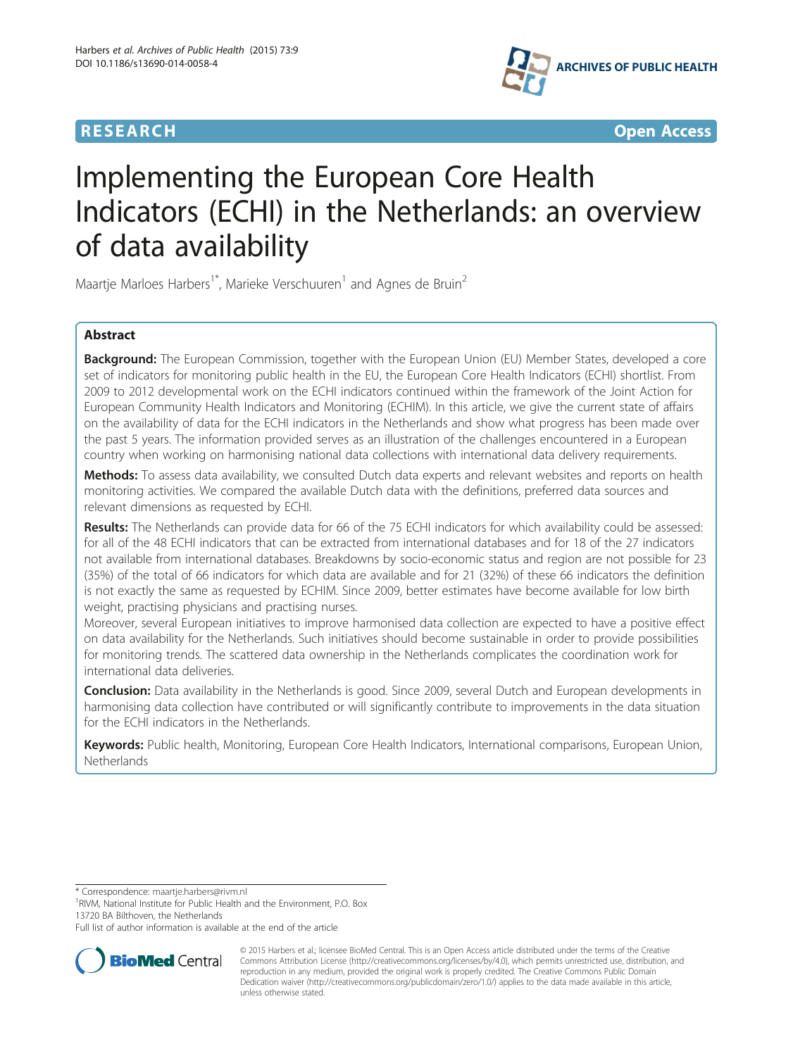**RESEARCH** **Open Access**

# Implementing the European Core Health Indicators (ECHI) in the Netherlands: an overview of data availability

Maartje Marloes Harbers[1*], Marieke Verschuuren[1] and Agnes de Bruin[2]

## Abstract

**Background:** The European Commission, together with the European Union (EU) Member States, developed a core set of indicators for monitoring public health in the EU, the European Core Health Indicators (ECHI) shortlist. From 2009 to 2012 developmental work on the ECHI indicators continued within the framework of the Joint Action for European Community Health Indicators and Monitoring (ECHIM). In this article, we give the current state of affairs on the availability of data for the ECHI indicators in the Netherlands and show what progress has been made over the past 5 years. The information provided serves as an illustration of the challenges encountered in a European country when working on harmonising national data collections with international data delivery requirements.

**Methods:** To assess data availability, we consulted Dutch data experts and relevant websites and reports on health monitoring activities. We compared the available Dutch data with the definitions, preferred data sources and relevant dimensions as requested by ECHI.

**Results:** The Netherlands can provide data for 66 of the 75 ECHI indicators for which availability could be assessed: for all of the 48 ECHI indicators that can be extracted from international databases and for 18 of the 27 indicators not available from international databases. Breakdowns by socio-economic status and region are not possible for 23 (35%) of the total of 66 indicators for which data are available and for 21 (32%) of these 66 indicators the definition is not exactly the same as requested by ECHIM. Since 2009, better estimates have become available for low birth weight, practising physicians and practising nurses.

Moreover, several European initiatives to improve harmonised data collection are expected to have a positive effect on data availability for the Netherlands. Such initiatives should become sustainable in order to provide possibilities for monitoring trends. The scattered data ownership in the Netherlands complicates the coordination work for international data deliveries.

**Conclusion:** Data availability in the Netherlands is good. Since 2009, several Dutch and European developments in harmonising data collection have contributed or will significantly contribute to improvements in the data situation for the ECHI indicators in the Netherlands.

**Keywords:** Public health, Monitoring, European Core Health Indicators, International comparisons, European Union, Netherlands

\* Correspondence: maartje.harbers@rivm.nl

[1]RIVM, National Institute for Public Health and the Environment, P.O. Box 13720 BA Bilthoven, the Netherlands

Full list of author information is available at the end of the article

© 2015 Harbers et al.; licensee BioMed Central. This is an Open Access article distributed under the terms of the Creative Commons Attribution License (http://creativecommons.org/licenses/by/4.0), which permits unrestricted use, distribution, and reproduction in any medium, provided the original work is properly credited. The Creative Commons Public Domain Dedication waiver (http://creativecommons.org/publicdomain/zero/1.0/) applies to the data made available in this article, unless otherwise stated.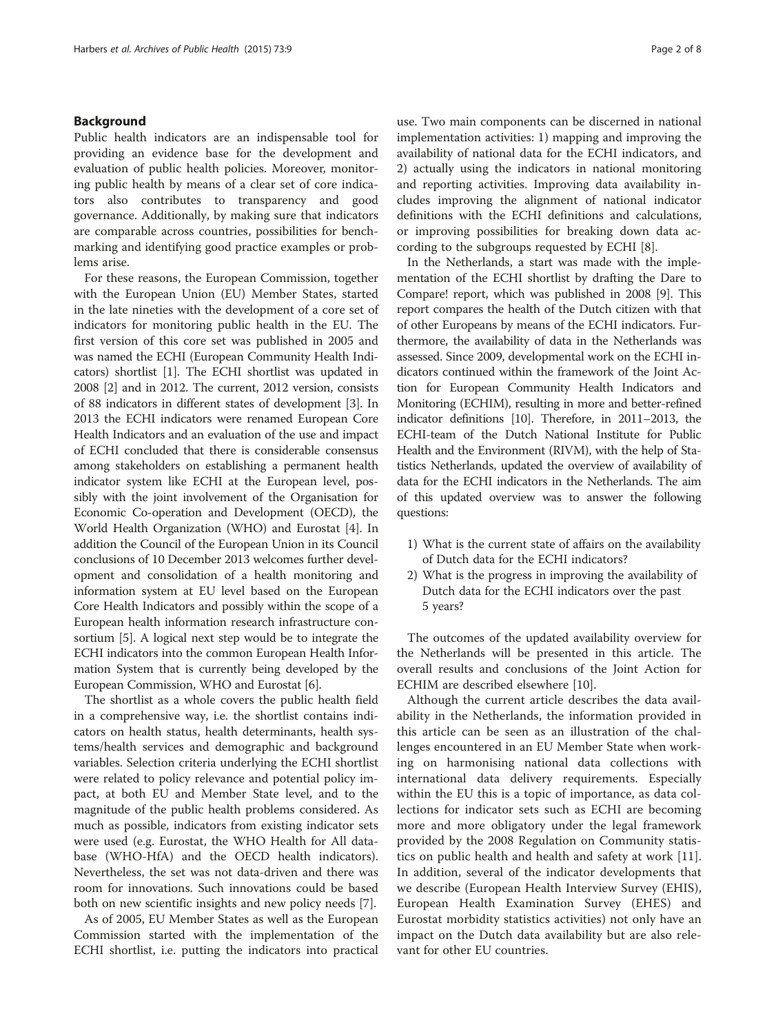## Background

Public health indicators are an indispensable tool for providing an evidence base for the development and evaluation of public health policies. Moreover, monitoring public health by means of a clear set of core indicators also contributes to transparency and good governance. Additionally, by making sure that indicators are comparable across countries, possibilities for benchmarking and identifying good practice examples or problems arise.

For these reasons, the European Commission, together with the European Union (EU) Member States, started in the late nineties with the development of a core set of indicators for monitoring public health in the EU. The first version of this core set was published in 2005 and was named the ECHI (European Community Health Indicators) shortlist [1]. The ECHI shortlist was updated in 2008 [2] and in 2012. The current, 2012 version, consists of 88 indicators in different states of development [3]. In 2013 the ECHI indicators were renamed European Core Health Indicators and an evaluation of the use and impact of ECHI concluded that there is considerable consensus among stakeholders on establishing a permanent health indicator system like ECHI at the European level, possibly with the joint involvement of the Organisation for Economic Co-operation and Development (OECD), the World Health Organization (WHO) and Eurostat [4]. In addition the Council of the European Union in its Council conclusions of 10 December 2013 welcomes further development and consolidation of a health monitoring and information system at EU level based on the European Core Health Indicators and possibly within the scope of a European health information research infrastructure consortium [5]. A logical next step would be to integrate the ECHI indicators into the common European Health Information System that is currently being developed by the European Commission, WHO and Eurostat [6].

The shortlist as a whole covers the public health field in a comprehensive way, i.e. the shortlist contains indicators on health status, health determinants, health systems/health services and demographic and background variables. Selection criteria underlying the ECHI shortlist were related to policy relevance and potential policy impact, at both EU and Member State level, and to the magnitude of the public health problems considered. As much as possible, indicators from existing indicator sets were used (e.g. Eurostat, the WHO Health for All database (WHO-HfA) and the OECD health indicators). Nevertheless, the set was not data-driven and there was room for innovations. Such innovations could be based both on new scientific insights and new policy needs [7].

As of 2005, EU Member States as well as the European Commission started with the implementation of the ECHI shortlist, i.e. putting the indicators into practical use. Two main components can be discerned in national implementation activities: 1) mapping and improving the availability of national data for the ECHI indicators, and 2) actually using the indicators in national monitoring and reporting activities. Improving data availability includes improving the alignment of national indicator definitions with the ECHI definitions and calculations, or improving possibilities for breaking down data according to the subgroups requested by ECHI [8].

In the Netherlands, a start was made with the implementation of the ECHI shortlist by drafting the Dare to Compare! report, which was published in 2008 [9]. This report compares the health of the Dutch citizen with that of other Europeans by means of the ECHI indicators. Furthermore, the availability of data in the Netherlands was assessed. Since 2009, developmental work on the ECHI indicators continued within the framework of the Joint Action for European Community Health Indicators and Monitoring (ECHIM), resulting in more and better-refined indicator definitions [10]. Therefore, in 2011–2013, the ECHI-team of the Dutch National Institute for Public Health and the Environment (RIVM), with the help of Statistics Netherlands, updated the overview of availability of data for the ECHI indicators in the Netherlands. The aim of this updated overview was to answer the following questions:

1) What is the current state of affairs on the availability of Dutch data for the ECHI indicators?
2) What is the progress in improving the availability of Dutch data for the ECHI indicators over the past 5 years?

The outcomes of the updated availability overview for the Netherlands will be presented in this article. The overall results and conclusions of the Joint Action for ECHIM are described elsewhere [10].

Although the current article describes the data availability in the Netherlands, the information provided in this article can be seen as an illustration of the challenges encountered in an EU Member State when working on harmonising national data collections with international data delivery requirements. Especially within the EU this is a topic of importance, as data collections for indicator sets such as ECHI are becoming more and more obligatory under the legal framework provided by the 2008 Regulation on Community statistics on public health and health and safety at work [11]. In addition, several of the indicator developments that we describe (European Health Interview Survey (EHIS), European Health Examination Survey (EHES) and Eurostat morbidity statistics activities) not only have an impact on the Dutch data availability but are also relevant for other EU countries.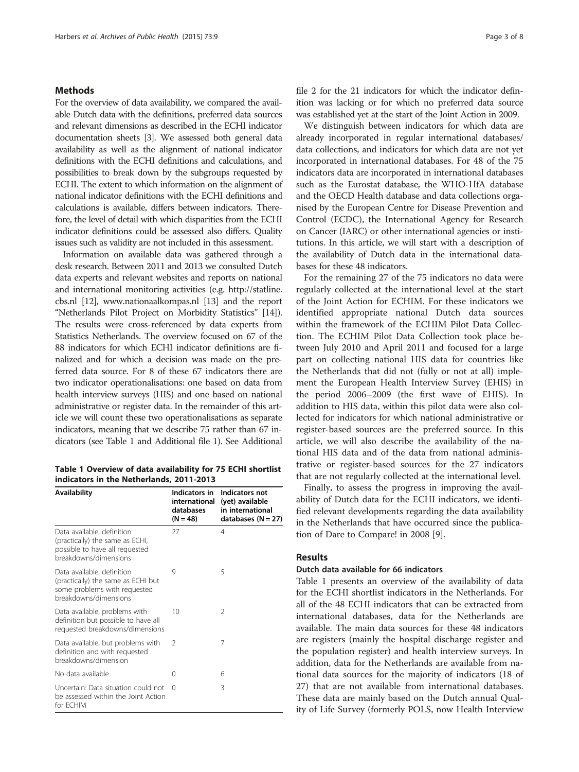## Methods

For the overview of data availability, we compared the available Dutch data with the definitions, preferred data sources and relevant dimensions as described in the ECHI indicator documentation sheets [3]. We assessed both general data availability as well as the alignment of national indicator definitions with the ECHI definitions and calculations, and possibilities to break down by the subgroups requested by ECHI. The extent to which information on the alignment of national indicator definitions with the ECHI definitions and calculations is available, differs between indicators. Therefore, the level of detail with which disparities from the ECHI indicator definitions could be assessed also differs. Quality issues such as validity are not included in this assessment.

Information on available data was gathered through a desk research. Between 2011 and 2013 we consulted Dutch data experts and relevant websites and reports on national and international monitoring activities (e.g. http://statline.cbs.nl [12], www.nationaalkompas.nl [13] and the report "Netherlands Pilot Project on Morbidity Statistics" [14]). The results were cross-referenced by data experts from Statistics Netherlands. The overview focused on 67 of the 88 indicators for which ECHI indicator definitions are finalized and for which a decision was made on the preferred data source. For 8 of these 67 indicators there are two indicator operationalisations: one based on data from health interview surveys (HIS) and one based on national administrative or register data. In the remainder of this article we will count these two operationalisations as separate indicators, meaning that we describe 75 rather than 67 indicators (see Table 1 and Additional file 1). See Additional file 2 for the 21 indicators for which the indicator definition was lacking or for which no preferred data source was established yet at the start of the Joint Action in 2009.

**Table 1 Overview of data availability for 75 ECHI shortlist indicators in the Netherlands, 2011-2013**

| Availability | Indicators in international databases (N = 48) | Indicators not (yet) available in international databases (N = 27) |
|---|---|---|
| Data available, definition (practically) the same as ECHI, possible to have all requested breakdowns/dimensions | 27 | 4 |
| Data available, definition (practically) the same as ECHI but some problems with requested breakdowns/dimensions | 9 | 5 |
| Data available, problems with definition but possible to have all requested breakdowns/dimensions | 10 | 2 |
| Data available, but problems with definition and with requested breakdowns/dimension | 2 | 7 |
| No data available | 0 | 6 |
| Uncertain: Data situation could not be assessed within the Joint Action for ECHIM | 0 | 3 |

We distinguish between indicators for which data are already incorporated in regular international databases/ data collections, and indicators for which data are not yet incorporated in international databases. For 48 of the 75 indicators data are incorporated in international databases such as the Eurostat database, the WHO-HfA database and the OECD Health database and data collections organised by the European Centre for Disease Prevention and Control (ECDC), the International Agency for Research on Cancer (IARC) or other international agencies or institutions. In this article, we will start with a description of the availability of Dutch data in the international databases for these 48 indicators.

For the remaining 27 of the 75 indicators no data were regularly collected at the international level at the start of the Joint Action for ECHIM. For these indicators we identified appropriate national Dutch data sources within the framework of the ECHIM Pilot Data Collection. The ECHIM Pilot Data Collection took place between July 2010 and April 2011 and focused for a large part on collecting national HIS data for countries like the Netherlands that did not (fully or not at all) implement the European Health Interview Survey (EHIS) in the period 2006–2009 (the first wave of EHIS). In addition to HIS data, within this pilot data were also collected for indicators for which national administrative or register-based sources are the preferred source. In this article, we will also describe the availability of the national HIS data and of the data from national administrative or register-based sources for the 27 indicators that are not regularly collected at the international level.

Finally, to assess the progress in improving the availability of Dutch data for the ECHI indicators, we identified relevant developments regarding the data availability in the Netherlands that have occurred since the publication of Dare to Compare! in 2008 [9].

## Results

### Dutch data available for 66 indicators

Table 1 presents an overview of the availability of data for the ECHI shortlist indicators in the Netherlands. For all of the 48 ECHI indicators that can be extracted from international databases, data for the Netherlands are available. The main data sources for these 48 indicators are registers (mainly the hospital discharge register and the population register) and health interview surveys. In addition, data for the Netherlands are available from national data sources for the majority of indicators (18 of 27) that are not available from international databases. These data are mainly based on the Dutch annual Quality of Life Survey (formerly POLS, now Health Interview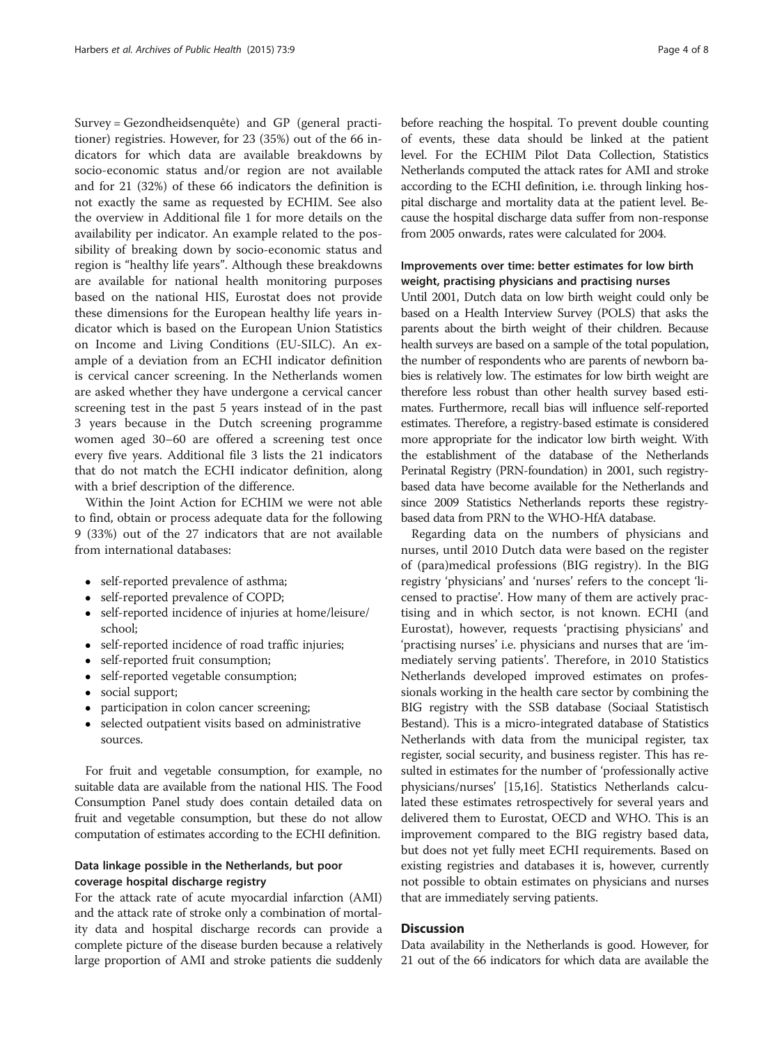Survey = Gezondheidsenquête) and GP (general practitioner) registries. However, for 23 (35%) out of the 66 indicators for which data are available breakdowns by socio-economic status and/or region are not available and for 21 (32%) of these 66 indicators the definition is not exactly the same as requested by ECHIM. See also the overview in Additional file 1 for more details on the availability per indicator. An example related to the possibility of breaking down by socio-economic status and region is "healthy life years". Although these breakdowns are available for national health monitoring purposes based on the national HIS, Eurostat does not provide these dimensions for the European healthy life years indicator which is based on the European Union Statistics on Income and Living Conditions (EU-SILC). An example of a deviation from an ECHI indicator definition is cervical cancer screening. In the Netherlands women are asked whether they have undergone a cervical cancer screening test in the past 5 years instead of in the past 3 years because in the Dutch screening programme women aged 30–60 are offered a screening test once every five years. Additional file 3 lists the 21 indicators that do not match the ECHI indicator definition, along with a brief description of the difference.

Within the Joint Action for ECHIM we were not able to find, obtain or process adequate data for the following 9 (33%) out of the 27 indicators that are not available from international databases:

- self-reported prevalence of asthma;
- self-reported prevalence of COPD;
- self-reported incidence of injuries at home/leisure/school;
- self-reported incidence of road traffic injuries;
- self-reported fruit consumption;
- self-reported vegetable consumption;
- social support;
- participation in colon cancer screening;
- selected outpatient visits based on administrative sources.

For fruit and vegetable consumption, for example, no suitable data are available from the national HIS. The Food Consumption Panel study does contain detailed data on fruit and vegetable consumption, but these do not allow computation of estimates according to the ECHI definition.

### Data linkage possible in the Netherlands, but poor coverage hospital discharge registry

For the attack rate of acute myocardial infarction (AMI) and the attack rate of stroke only a combination of mortality data and hospital discharge records can provide a complete picture of the disease burden because a relatively large proportion of AMI and stroke patients die suddenly before reaching the hospital. To prevent double counting of events, these data should be linked at the patient level. For the ECHIM Pilot Data Collection, Statistics Netherlands computed the attack rates for AMI and stroke according to the ECHI definition, i.e. through linking hospital discharge and mortality data at the patient level. Because the hospital discharge data suffer from non-response from 2005 onwards, rates were calculated for 2004.

### Improvements over time: better estimates for low birth weight, practising physicians and practising nurses

Until 2001, Dutch data on low birth weight could only be based on a Health Interview Survey (POLS) that asks the parents about the birth weight of their children. Because health surveys are based on a sample of the total population, the number of respondents who are parents of newborn babies is relatively low. The estimates for low birth weight are therefore less robust than other health survey based estimates. Furthermore, recall bias will influence self-reported estimates. Therefore, a registry-based estimate is considered more appropriate for the indicator low birth weight. With the establishment of the database of the Netherlands Perinatal Registry (PRN-foundation) in 2001, such registry-based data have become available for the Netherlands and since 2009 Statistics Netherlands reports these registry-based data from PRN to the WHO-HfA database.

Regarding data on the numbers of physicians and nurses, until 2010 Dutch data were based on the register of (para)medical professions (BIG registry). In the BIG registry 'physicians' and 'nurses' refers to the concept 'licensed to practise'. How many of them are actively practising and in which sector, is not known. ECHI (and Eurostat), however, requests 'practising physicians' and 'practising nurses' i.e. physicians and nurses that are 'immediately serving patients'. Therefore, in 2010 Statistics Netherlands developed improved estimates on professionals working in the health care sector by combining the BIG registry with the SSB database (Sociaal Statistisch Bestand). This is a micro-integrated database of Statistics Netherlands with data from the municipal register, tax register, social security, and business register. This has resulted in estimates for the number of 'professionally active physicians/nurses' [15,16]. Statistics Netherlands calculated these estimates retrospectively for several years and delivered them to Eurostat, OECD and WHO. This is an improvement compared to the BIG registry based data, but does not yet fully meet ECHI requirements. Based on existing registries and databases it is, however, currently not possible to obtain estimates on physicians and nurses that are immediately serving patients.

## Discussion

Data availability in the Netherlands is good. However, for 21 out of the 66 indicators for which data are available the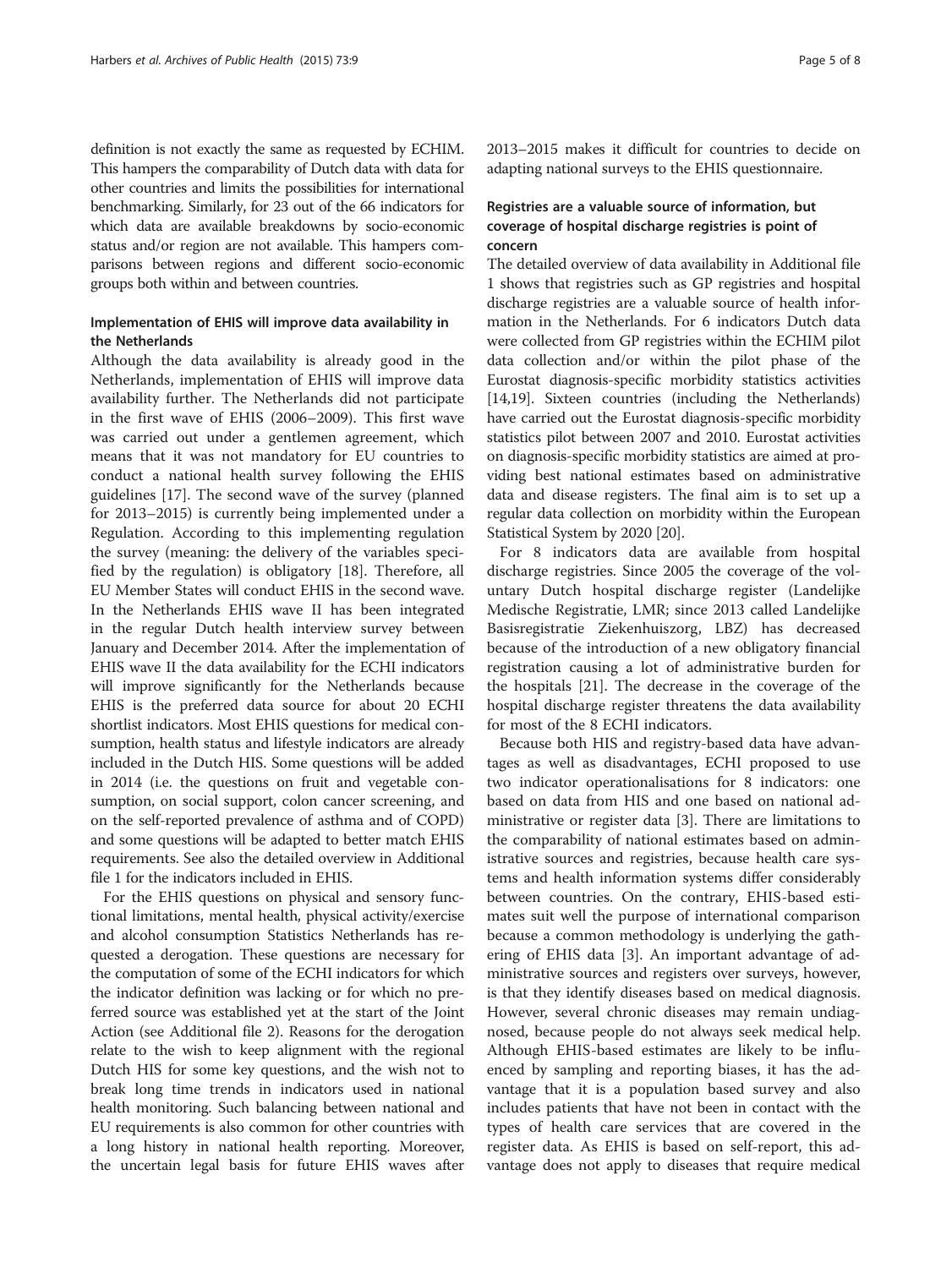definition is not exactly the same as requested by ECHIM. This hampers the comparability of Dutch data with data for other countries and limits the possibilities for international benchmarking. Similarly, for 23 out of the 66 indicators for which data are available breakdowns by socio-economic status and/or region are not available. This hampers comparisons between regions and different socio-economic groups both within and between countries.

### Implementation of EHIS will improve data availability in the Netherlands

Although the data availability is already good in the Netherlands, implementation of EHIS will improve data availability further. The Netherlands did not participate in the first wave of EHIS (2006–2009). This first wave was carried out under a gentlemen agreement, which means that it was not mandatory for EU countries to conduct a national health survey following the EHIS guidelines [17]. The second wave of the survey (planned for 2013–2015) is currently being implemented under a Regulation. According to this implementing regulation the survey (meaning: the delivery of the variables specified by the regulation) is obligatory [18]. Therefore, all EU Member States will conduct EHIS in the second wave. In the Netherlands EHIS wave II has been integrated in the regular Dutch health interview survey between January and December 2014. After the implementation of EHIS wave II the data availability for the ECHI indicators will improve significantly for the Netherlands because EHIS is the preferred data source for about 20 ECHI shortlist indicators. Most EHIS questions for medical consumption, health status and lifestyle indicators are already included in the Dutch HIS. Some questions will be added in 2014 (i.e. the questions on fruit and vegetable consumption, on social support, colon cancer screening, and on the self-reported prevalence of asthma and of COPD) and some questions will be adapted to better match EHIS requirements. See also the detailed overview in Additional file 1 for the indicators included in EHIS.

For the EHIS questions on physical and sensory functional limitations, mental health, physical activity/exercise and alcohol consumption Statistics Netherlands has requested a derogation. These questions are necessary for the computation of some of the ECHI indicators for which the indicator definition was lacking or for which no preferred source was established yet at the start of the Joint Action (see Additional file 2). Reasons for the derogation relate to the wish to keep alignment with the regional Dutch HIS for some key questions, and the wish not to break long time trends in indicators used in national health monitoring. Such balancing between national and EU requirements is also common for other countries with a long history in national health reporting. Moreover, the uncertain legal basis for future EHIS waves after 2013–2015 makes it difficult for countries to decide on adapting national surveys to the EHIS questionnaire.

### Registries are a valuable source of information, but coverage of hospital discharge registries is point of concern

The detailed overview of data availability in Additional file 1 shows that registries such as GP registries and hospital discharge registries are a valuable source of health information in the Netherlands. For 6 indicators Dutch data were collected from GP registries within the ECHIM pilot data collection and/or within the pilot phase of the Eurostat diagnosis-specific morbidity statistics activities [14,19]. Sixteen countries (including the Netherlands) have carried out the Eurostat diagnosis-specific morbidity statistics pilot between 2007 and 2010. Eurostat activities on diagnosis-specific morbidity statistics are aimed at providing best national estimates based on administrative data and disease registers. The final aim is to set up a regular data collection on morbidity within the European Statistical System by 2020 [20].

For 8 indicators data are available from hospital discharge registries. Since 2005 the coverage of the voluntary Dutch hospital discharge register (Landelijke Medische Registratie, LMR; since 2013 called Landelijke Basisregistratie Ziekenhuiszorg, LBZ) has decreased because of the introduction of a new obligatory financial registration causing a lot of administrative burden for the hospitals [21]. The decrease in the coverage of the hospital discharge register threatens the data availability for most of the 8 ECHI indicators.

Because both HIS and registry-based data have advantages as well as disadvantages, ECHI proposed to use two indicator operationalisations for 8 indicators: one based on data from HIS and one based on national administrative or register data [3]. There are limitations to the comparability of national estimates based on administrative sources and registries, because health care systems and health information systems differ considerably between countries. On the contrary, EHIS-based estimates suit well the purpose of international comparison because a common methodology is underlying the gathering of EHIS data [3]. An important advantage of administrative sources and registers over surveys, however, is that they identify diseases based on medical diagnosis. However, several chronic diseases may remain undiagnosed, because people do not always seek medical help. Although EHIS-based estimates are likely to be influenced by sampling and reporting biases, it has the advantage that it is a population based survey and also includes patients that have not been in contact with the types of health care services that are covered in the register data. As EHIS is based on self-report, this advantage does not apply to diseases that require medical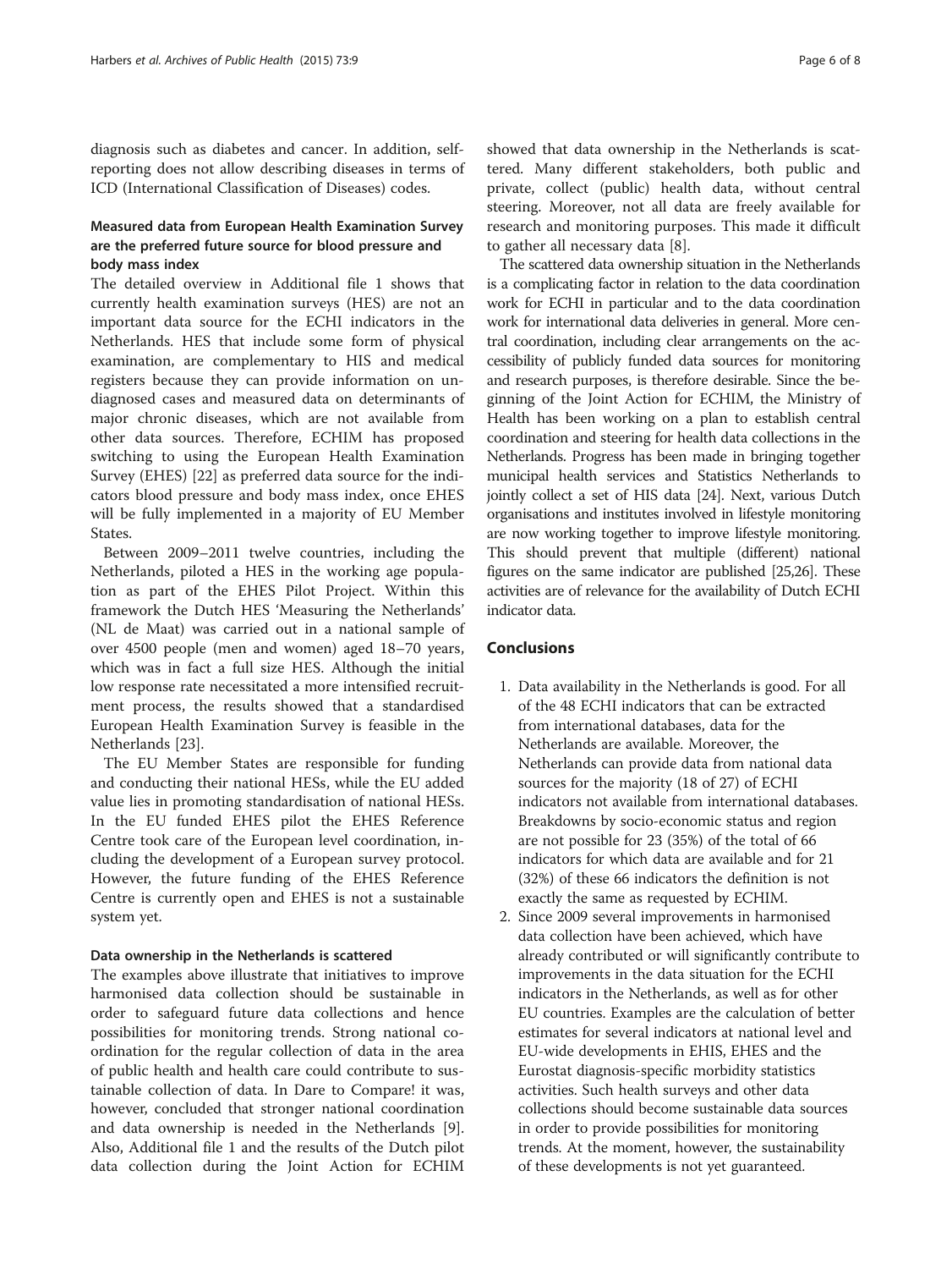diagnosis such as diabetes and cancer. In addition, self-reporting does not allow describing diseases in terms of ICD (International Classification of Diseases) codes.

### Measured data from European Health Examination Survey are the preferred future source for blood pressure and body mass index

The detailed overview in Additional file 1 shows that currently health examination surveys (HES) are not an important data source for the ECHI indicators in the Netherlands. HES that include some form of physical examination, are complementary to HIS and medical registers because they can provide information on undiagnosed cases and measured data on determinants of major chronic diseases, which are not available from other data sources. Therefore, ECHIM has proposed switching to using the European Health Examination Survey (EHES) [22] as preferred data source for the indicators blood pressure and body mass index, once EHES will be fully implemented in a majority of EU Member States.

Between 2009–2011 twelve countries, including the Netherlands, piloted a HES in the working age population as part of the EHES Pilot Project. Within this framework the Dutch HES 'Measuring the Netherlands' (NL de Maat) was carried out in a national sample of over 4500 people (men and women) aged 18–70 years, which was in fact a full size HES. Although the initial low response rate necessitated a more intensified recruitment process, the results showed that a standardised European Health Examination Survey is feasible in the Netherlands [23].

The EU Member States are responsible for funding and conducting their national HESs, while the EU added value lies in promoting standardisation of national HESs. In the EU funded EHES pilot the EHES Reference Centre took care of the European level coordination, including the development of a European survey protocol. However, the future funding of the EHES Reference Centre is currently open and EHES is not a sustainable system yet.

### Data ownership in the Netherlands is scattered

The examples above illustrate that initiatives to improve harmonised data collection should be sustainable in order to safeguard future data collections and hence possibilities for monitoring trends. Strong national coordination for the regular collection of data in the area of public health and health care could contribute to sustainable collection of data. In Dare to Compare! it was, however, concluded that stronger national coordination and data ownership is needed in the Netherlands [9]. Also, Additional file 1 and the results of the Dutch pilot data collection during the Joint Action for ECHIM showed that data ownership in the Netherlands is scattered. Many different stakeholders, both public and private, collect (public) health data, without central steering. Moreover, not all data are freely available for research and monitoring purposes. This made it difficult to gather all necessary data [8].

The scattered data ownership situation in the Netherlands is a complicating factor in relation to the data coordination work for ECHI in particular and to the data coordination work for international data deliveries in general. More central coordination, including clear arrangements on the accessibility of publicly funded data sources for monitoring and research purposes, is therefore desirable. Since the beginning of the Joint Action for ECHIM, the Ministry of Health has been working on a plan to establish central coordination and steering for health data collections in the Netherlands. Progress has been made in bringing together municipal health services and Statistics Netherlands to jointly collect a set of HIS data [24]. Next, various Dutch organisations and institutes involved in lifestyle monitoring are now working together to improve lifestyle monitoring. This should prevent that multiple (different) national figures on the same indicator are published [25,26]. These activities are of relevance for the availability of Dutch ECHI indicator data.

## Conclusions

1. Data availability in the Netherlands is good. For all of the 48 ECHI indicators that can be extracted from international databases, data for the Netherlands are available. Moreover, the Netherlands can provide data from national data sources for the majority (18 of 27) of ECHI indicators not available from international databases. Breakdowns by socio-economic status and region are not possible for 23 (35%) of the total of 66 indicators for which data are available and for 21 (32%) of these 66 indicators the definition is not exactly the same as requested by ECHIM.
2. Since 2009 several improvements in harmonised data collection have been achieved, which have already contributed or will significantly contribute to improvements in the data situation for the ECHI indicators in the Netherlands, as well as for other EU countries. Examples are the calculation of better estimates for several indicators at national level and EU-wide developments in EHIS, EHES and the Eurostat diagnosis-specific morbidity statistics activities. Such health surveys and other data collections should become sustainable data sources in order to provide possibilities for monitoring trends. At the moment, however, the sustainability of these developments is not yet guaranteed.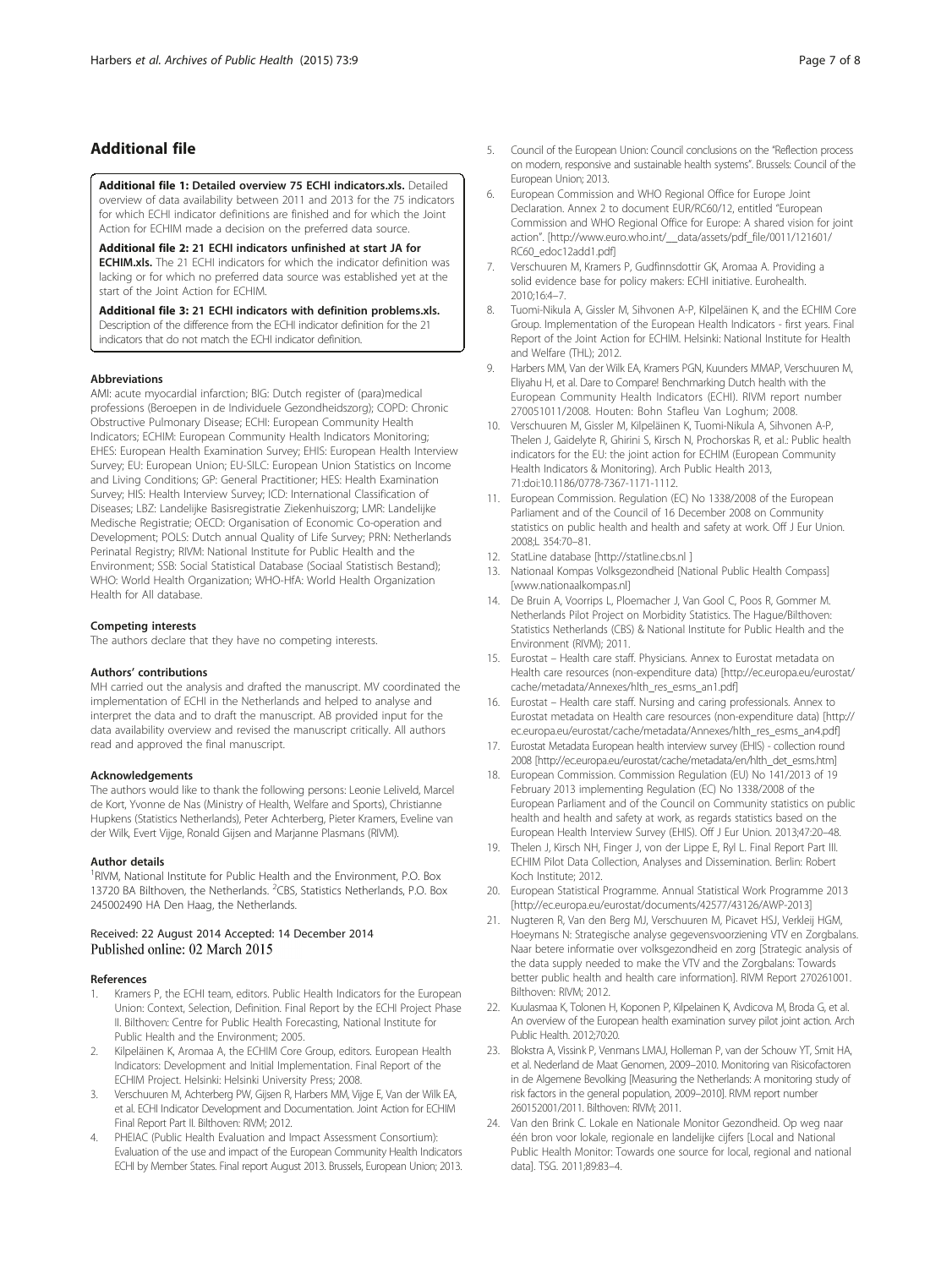## Additional file

**Additional file 1: Detailed overview 75 ECHI indicators.xls.** Detailed overview of data availability between 2011 and 2013 for the 75 indicators for which ECHI indicator definitions are finished and for which the Joint Action for ECHIM made a decision on the preferred data source.

**Additional file 2: 21 ECHI indicators unfinished at start JA for ECHIM.xls.** The 21 ECHI indicators for which the indicator definition was lacking or for which no preferred data source was established yet at the start of the Joint Action for ECHIM.

**Additional file 3: 21 ECHI indicators with definition problems.xls.** Description of the difference from the ECHI indicator definition for the 21 indicators that do not match the ECHI indicator definition.

#### Abbreviations

AMI: acute myocardial infarction; BIG: Dutch register of (para)medical professions (Beroepen in de Individuele Gezondheidszorg); COPD: Chronic Obstructive Pulmonary Disease; ECHI: European Community Health Indicators; ECHIM: European Community Health Indicators Monitoring; EHES: European Health Examination Survey; EHIS: European Health Interview Survey; EU: European Union; EU-SILC: European Union Statistics on Income and Living Conditions; GP: General Practitioner; HES: Health Examination Survey; HIS: Health Interview Survey; ICD: International Classification of Diseases; LBZ: Landelijke Basisregistratie Ziekenhuiszorg; LMR: Landelijke Medische Registratie; OECD: Organisation of Economic Co-operation and Development; POLS: Dutch annual Quality of Life Survey; PRN: Netherlands Perinatal Registry; RIVM: National Institute for Public Health and the Environment; SSB: Social Statistical Database (Sociaal Statistisch Bestand); WHO: World Health Organization; WHO-HfA: World Health Organization Health for All database.

#### Competing interests

The authors declare that they have no competing interests.

#### Authors' contributions

MH carried out the analysis and drafted the manuscript. MV coordinated the implementation of ECHI in the Netherlands and helped to analyse and interpret the data and to draft the manuscript. AB provided input for the data availability overview and revised the manuscript critically. All authors read and approved the final manuscript.

#### Acknowledgements

The authors would like to thank the following persons: Leonie Leliveld, Marcel de Kort, Yvonne de Nas (Ministry of Health, Welfare and Sports), Christianne Hupkens (Statistics Netherlands), Peter Achterberg, Pieter Kramers, Eveline van der Wilk, Evert Vijge, Ronald Gijsen and Marjanne Plasmans (RIVM).

#### Author details

[1]RIVM, National Institute for Public Health and the Environment, P.O. Box 13720 BA Bilthoven, the Netherlands. [2]CBS, Statistics Netherlands, P.O. Box 245002490 HA Den Haag, the Netherlands.

Received: 22 August 2014 Accepted: 14 December 2014
Published online: 02 March 2015

#### References

1. Kramers P, the ECHI team, editors. Public Health Indicators for the European Union: Context, Selection, Definition. Final Report by the ECHI Project Phase II. Bilthoven: Centre for Public Health Forecasting, National Institute for Public Health and the Environment; 2005.
2. Kilpeläinen K, Aromaa A, the ECHIM Core Group, editors. European Health Indicators: Development and Initial Implementation. Final Report of the ECHIM Project. Helsinki: Helsinki University Press; 2008.
3. Verschuuren M, Achterberg PW, Gijsen R, Harbers MM, Vijge E, Van der Wilk EA, et al. ECHI Indicator Development and Documentation. Joint Action for ECHIM Final Report Part II. Bilthoven: RIVM; 2012.
4. PHEIAC (Public Health Evaluation and Impact Assessment Consortium): Evaluation of the use and impact of the European Community Health Indicators ECHI by Member States. Final report August 2013. Brussels, European Union; 2013.
5. Council of the European Union: Council conclusions on the "Reflection process on modern, responsive and sustainable health systems". Brussels: Council of the European Union; 2013.
6. European Commission and WHO Regional Office for Europe Joint Declaration. Annex 2 to document EUR/RC60/12, entitled "European Commission and WHO Regional Office for Europe: A shared vision for joint action". [http://www.euro.who.int/__data/assets/pdf_file/0011/121601/RC60_edoc12add1.pdf]
7. Verschuuren M, Kramers P, Gudfinnsdottir GK, Aromaa A. Providing a solid evidence base for policy makers: ECHI initiative. Eurohealth. 2010;16:4–7.
8. Tuomi-Nikula A, Gissler M, Sihvonen A-P, Kilpeläinen K, and the ECHIM Core Group. Implementation of the European Health Indicators - first years. Final Report of the Joint Action for ECHIM. Helsinki: National Institute for Health and Welfare (THL); 2012.
9. Harbers MM, Van der Wilk EA, Kramers PGN, Kuunders MMAP, Verschuuren M, Eliyahu H, et al. Dare to Compare! Benchmarking Dutch health with the European Community Health Indicators (ECHI). RIVM report number 270051011/2008. Houten: Bohn Stafleu Van Loghum; 2008.
10. Verschuuren M, Gissler M, Kilpeläinen K, Tuomi-Nikula A, Sihvonen A-P, Thelen J, Gaidelyte R, Ghirini S, Kirsch N, Prochorskas R, et al.: Public health indicators for the EU: the joint action for ECHIM (European Community Health Indicators & Monitoring). Arch Public Health 2013, 71:doi:10.1186/0778-7367-1171-1112.
11. European Commission. Regulation (EC) No 1338/2008 of the European Parliament and of the Council of 16 December 2008 on Community statistics on public health and health and safety at work. Off J Eur Union. 2008;L 354:70–81.
12. StatLine database [http://statline.cbs.nl ]
13. Nationaal Kompas Volksgezondheid [National Public Health Compass] [www.nationaalkompas.nl]
14. De Bruin A, Voorrips L, Ploemacher J, Van Gool C, Poos R, Gommer M. Netherlands Pilot Project on Morbidity Statistics. The Hague/Bilthoven: Statistics Netherlands (CBS) & National Institute for Public Health and the Environment (RIVM); 2011.
15. Eurostat – Health care staff. Physicians. Annex to Eurostat metadata on Health care resources (non-expenditure data) [http://ec.europa.eu/eurostat/cache/metadata/Annexes/hlth_res_esms_an1.pdf]
16. Eurostat – Health care staff. Nursing and caring professionals. Annex to Eurostat metadata on Health care resources (non-expenditure data) [http://ec.europa.eu/eurostat/cache/metadata/Annexes/hlth_res_esms_an4.pdf]
17. Eurostat Metadata European health interview survey (EHIS) - collection round 2008 [http://ec.europa.eu/eurostat/cache/metadata/en/hlth_det_esms.htm]
18. European Commission. Commission Regulation (EU) No 141/2013 of 19 February 2013 implementing Regulation (EC) No 1338/2008 of the European Parliament and of the Council on Community statistics on public health and health and safety at work, as regards statistics based on the European Health Interview Survey (EHIS). Off J Eur Union. 2013;47:20–48.
19. Thelen J, Kirsch NH, Finger J, von der Lippe E, Ryl L. Final Report Part III. ECHIM Pilot Data Collection, Analyses and Dissemination. Berlin: Robert Koch Institute; 2012.
20. European Statistical Programme. Annual Statistical Work Programme 2013 [http://ec.europa.eu/eurostat/documents/42577/43126/AWP-2013]
21. Nugteren R, Van den Berg MJ, Verschuuren M, Picavet HSJ, Verkleij HGM, Hoeymans N: Strategische analyse gegevensvoorziening VTV en Zorgbalans. Naar betere informatie over volksgezondheid en zorg [Strategic analysis of the data supply needed to make the VTV and the Zorgbalans: Towards better public health and health care information]. RIVM Report 270261001. Bilthoven: RIVM; 2012.
22. Kuulasmaa K, Tolonen H, Koponen P, Kilpelainen K, Avdicova M, Broda G, et al. An overview of the European health examination survey pilot joint action. Arch Public Health. 2012;70:20.
23. Blokstra A, Vissink P, Venmans LMAJ, Holleman P, van der Schouw YT, Smit HA, et al. Nederland de Maat Genomen, 2009–2010. Monitoring van Risicofactoren in de Algemene Bevolking [Measuring the Netherlands: A monitoring study of risk factors in the general population, 2009–2010]. RIVM report number 260152001/2011. Bilthoven: RIVM; 2011.
24. Van den Brink C. Lokale en Nationale Monitor Gezondheid. Op weg naar één bron voor lokale, regionale en landelijke cijfers [Local and National Public Health Monitor: Towards one source for local, regional and national data]. TSG. 2011;89:83–4.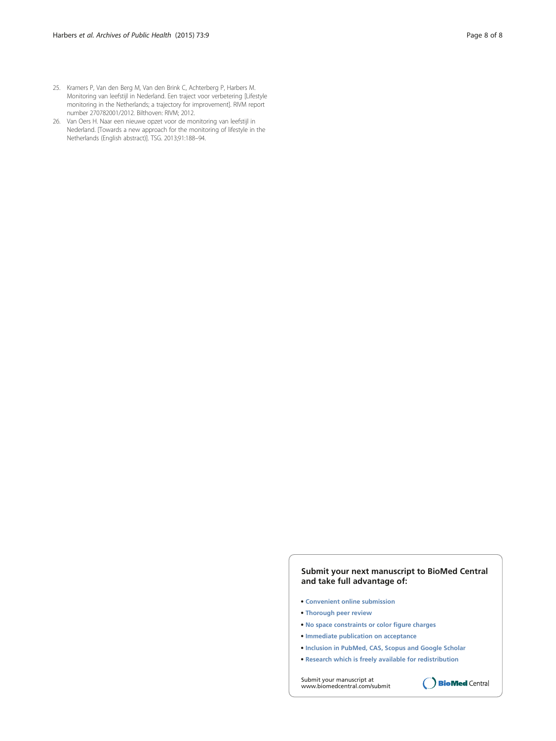25. Kramers P, Van den Berg M, Van den Brink C, Achterberg P, Harbers M. Monitoring van leefstijl in Nederland. Een traject voor verbetering [Lifestyle monitoring in the Netherlands; a trajectory for improvement]. RIVM report number 270782001/2012. Bilthoven: RIVM; 2012.
26. Van Oers H. Naar een nieuwe opzet voor de monitoring van leefstijl in Nederland. [Towards a new approach for the monitoring of lifestyle in the Netherlands (English abstract)]. TSG. 2013;91:188–94.

**Submit your next manuscript to BioMed Central and take full advantage of:**

- **Convenient online submission**
- **Thorough peer review**
- **No space constraints or color figure charges**
- **Immediate publication on acceptance**
- **Inclusion in PubMed, CAS, Scopus and Google Scholar**
- **Research which is freely available for redistribution**

Submit your manuscript at
www.biomedcentral.com/submit

BioMed Central